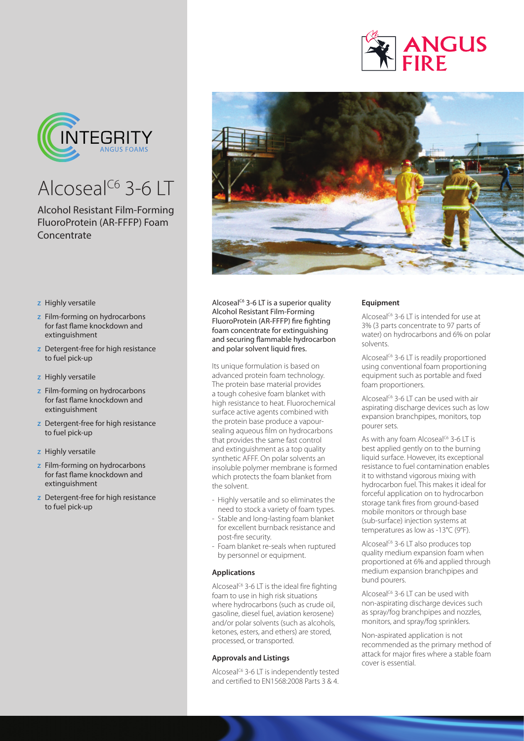ANGUS FIRE

INTEGRITY
ANGUS FOAMS

# Alcoseal[C6] 3-6 LT

Alcohol Resistant Film-Forming FluoroProtein (AR-FFFP) Foam Concentrate

- Highly versatile
- Film-forming on hydrocarbons for fast flame knockdown and extinguishment
- Detergent-free for high resistance to fuel pick-up
- Highly versatile
- Film-forming on hydrocarbons for fast flame knockdown and extinguishment
- Detergent-free for high resistance to fuel pick-up
- Highly versatile
- Film-forming on hydrocarbons for fast flame knockdown and extinguishment
- Detergent-free for high resistance to fuel pick-up

Alcoseal[C6] 3-6 LT is a superior quality Alcohol Resistant Film-Forming FluoroProtein (AR-FFFP) fire fighting foam concentrate for extinguishing and securing flammable hydrocarbon and polar solvent liquid fires.

Its unique formulation is based on advanced protein foam technology. The protein base material provides a tough cohesive foam blanket with high resistance to heat. Fluorochemical surface active agents combined with the protein base produce a vapour-sealing aqueous film on hydrocarbons that provides the same fast control and extinguishment as a top quality synthetic AFFF. On polar solvents an insoluble polymer membrane is formed which protects the foam blanket from the solvent.

- Highly versatile and so eliminates the need to stock a variety of foam types.
- Stable and long-lasting foam blanket for excellent burnback resistance and post-fire security.
- Foam blanket re-seals when ruptured by personnel or equipment.

### Applications

Alcoseal[C6] 3-6 LT is the ideal fire fighting foam to use in high risk situations where hydrocarbons (such as crude oil, gasoline, diesel fuel, aviation kerosene) and/or polar solvents (such as alcohols, ketones, esters, and ethers) are stored, processed, or transported.

### Approvals and Listings

Alcoseal[C6] 3-6 LT is independently tested and certified to EN1568:2008 Parts 3 & 4.

### Equipment

Alcoseal[C6] 3-6 LT is intended for use at 3% (3 parts concentrate to 97 parts of water) on hydrocarbons and 6% on polar solvents.

Alcoseal[C6] 3-6 LT is readily proportioned using conventional foam proportioning equipment such as portable and fixed foam proportioners.

Alcoseal[C6] 3-6 LT can be used with air aspirating discharge devices such as low expansion branchpipes, monitors, top pourer sets.

As with any foam Alcoseal[C6] 3-6 LT is best applied gently on to the burning liquid surface. However, its exceptional resistance to fuel contamination enables it to withstand vigorous mixing with hydrocarbon fuel. This makes it ideal for forceful application on to hydrocarbon storage tank fires from ground-based mobile monitors or through base (sub-surface) injection systems at temperatures as low as -13°C (9°F).

Alcoseal[C6] 3-6 LT also produces top quality medium expansion foam when proportioned at 6% and applied through medium expansion branchpipes and bund pourers.

Alcoseal[C6] 3-6 LT can be used with non-aspirating discharge devices such as spray/fog branchpipes and nozzles, monitors, and spray/fog sprinklers.

Non-aspirated application is not recommended as the primary method of attack for major fires where a stable foam cover is essential.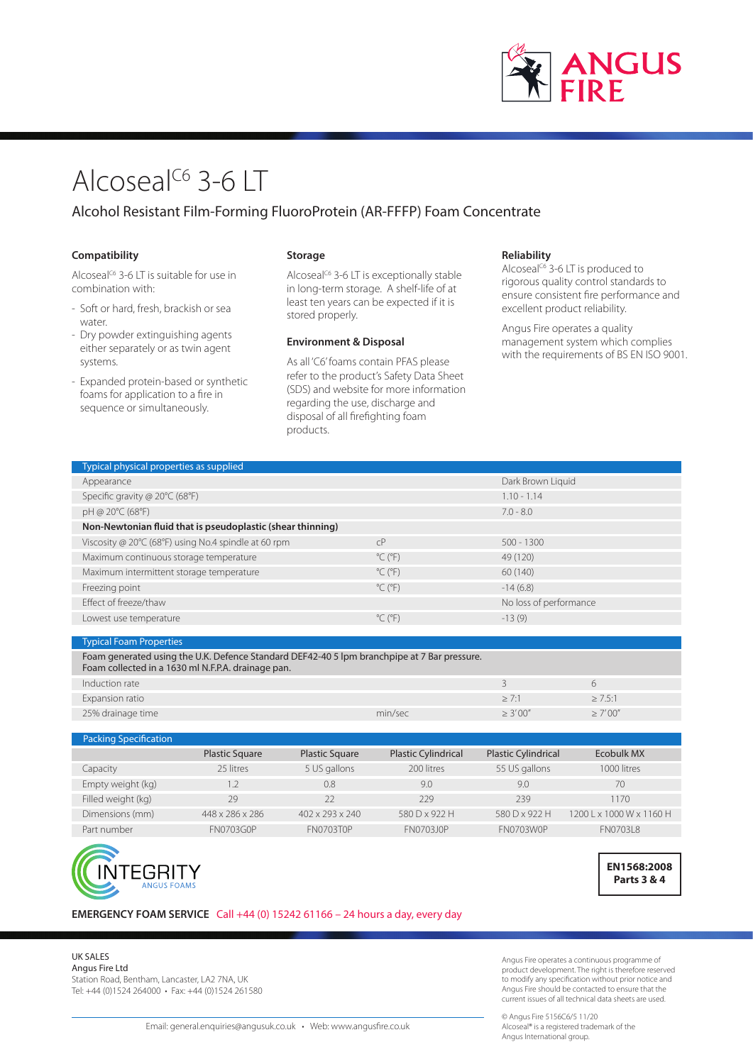# Alcoseal[C6] 3-6 LT

## Alcohol Resistant Film-Forming FluoroProtein (AR-FFFP) Foam Concentrate

### Compatibility

Alcoseal[C6] 3-6 LT is suitable for use in combination with:

- Soft or hard, fresh, brackish or sea water.
- Dry powder extinguishing agents either separately or as twin agent systems.
- Expanded protein-based or synthetic foams for application to a fire in sequence or simultaneously.

### Storage

Alcoseal[C6] 3-6 LT is exceptionally stable in long-term storage. A shelf-life of at least ten years can be expected if it is stored properly.

### Environment & Disposal

As all 'C6' foams contain PFAS please refer to the product's Safety Data Sheet (SDS) and website for more information regarding the use, discharge and disposal of all firefighting foam products.

### Reliability

Alcoseal[C6] 3-6 LT is produced to rigorous quality control standards to ensure consistent fire performance and excellent product reliability.

Angus Fire operates a quality management system which complies with the requirements of BS EN ISO 9001.

| Typical physical properties as supplied | | |
|---|---|---|
| Appearance | | Dark Brown Liquid |
| Specific gravity @ 20°C (68°F) | | 1.10 - 1.14 |
| pH @ 20°C (68°F) | | 7.0 - 8.0 |
| **Non-Newtonian fluid that is pseudoplastic (shear thinning)** | | |
| Viscosity @ 20°C (68°F) using No.4 spindle at 60 rpm | cP | 500 - 1300 |
| Maximum continuous storage temperature | °C (°F) | 49 (120) |
| Maximum intermittent storage temperature | °C (°F) | 60 (140) |
| Freezing point | °C (°F) | -14 (6.8) |
| Effect of freeze/thaw | | No loss of performance |
| Lowest use temperature | °C (°F) | -13 (9) |

| Typical Foam Properties | | | |
|---|---|---|---|
| Foam generated using the U.K. Defence Standard DEF42-40 5 lpm branchpipe at 7 Bar pressure. Foam collected in a 1630 ml N.F.P.A. drainage pan. | | | |
| Induction rate | | 3 | 6 |
| Expansion ratio | | ≥ 7:1 | ≥ 7.5:1 |
| 25% drainage time | min/sec | ≥ 3'00" | ≥ 7'00" |

| Packing Specification | Plastic Square | Plastic Square | Plastic Cylindrical | Plastic Cylindrical | Ecobulk MX |
|---|---|---|---|---|---|
| Capacity | 25 litres | 5 US gallons | 200 litres | 55 US gallons | 1000 litres |
| Empty weight (kg) | 1.2 | 0.8 | 9.0 | 9.0 | 70 |
| Filled weight (kg) | 29 | 22 | 229 | 239 | 1170 |
| Dimensions (mm) | 448 x 286 x 286 | 402 x 293 x 240 | 580 D x 922 H | 580 D x 922 H | 1200 L x 1000 W x 1160 H |
| Part number | FN0703G0P | FN0703T0P | FN0703J0P | FN0703W0P | FN0703L8 |

INTEGRITY ANGUS FOAMS

**EN1568:2008 Parts 3 & 4**

**EMERGENCY FOAM SERVICE** Call +44 (0) 15242 61166 – 24 hours a day, every day

UK SALES
Angus Fire Ltd
Station Road, Bentham, Lancaster, LA2 7NA, UK
Tel: +44 (0)1524 264000 • Fax: +44 (0)1524 261580

Email: general.enquiries@angusuk.co.uk • Web: www.angusfire.co.uk

Angus Fire operates a continuous programme of product development. The right is therefore reserved to modify any specification without prior notice and Angus Fire should be contacted to ensure that the current issues of all technical data sheets are used.

© Angus Fire 5156C6/5 11/20
Alcoseal® is a registered trademark of the Angus International group.